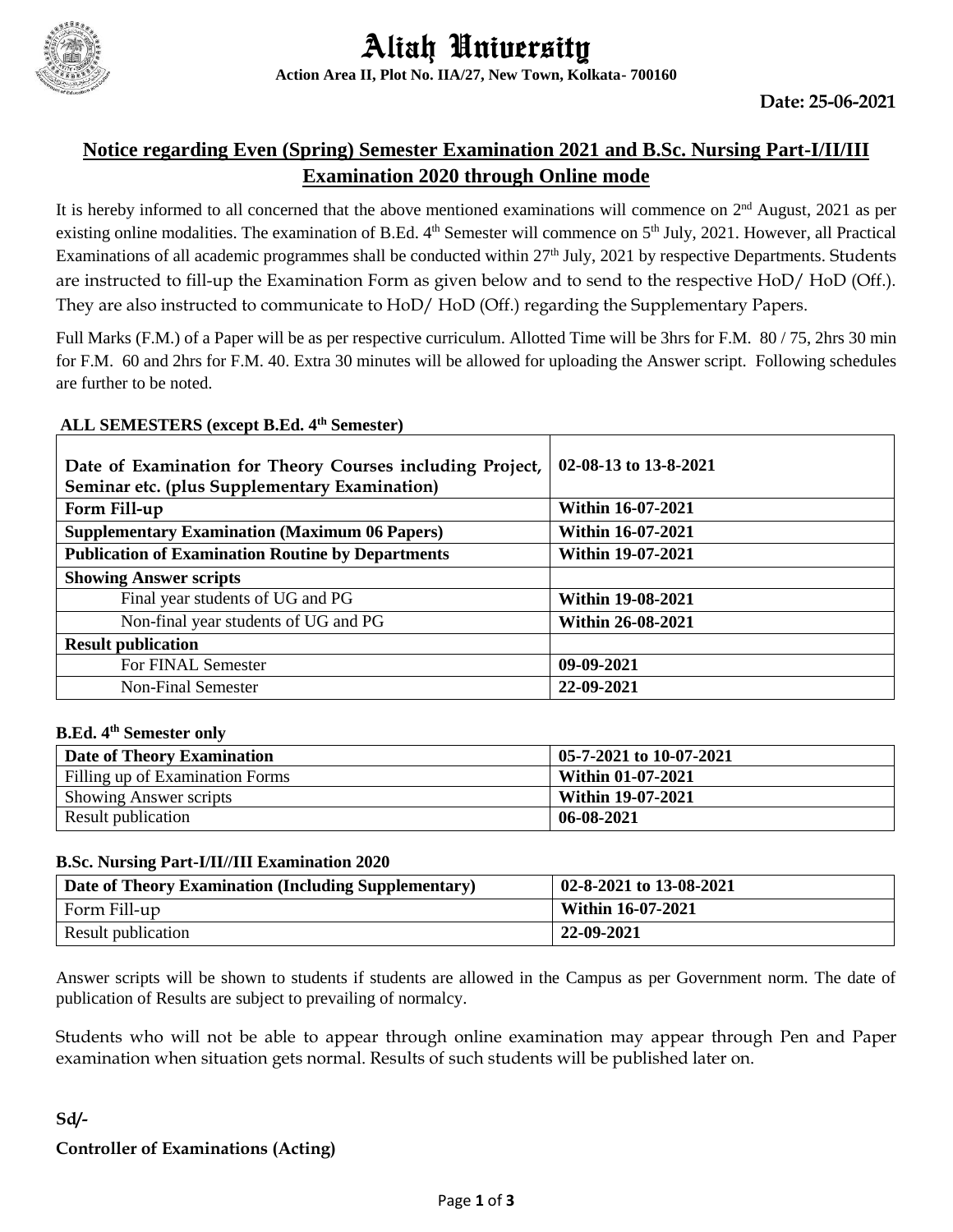# Aliah University

**Action Area II, Plot No. IIA/27, New Town, Kolkata- 700160**

**Date: 25-06-2021**

## Notice regarding Even (Spring) Semester Examination 2021 and B.Sc. Nursing Part-I/II/III Examination 2020 through Online mode

It is hereby informed to all concerned that the above mentioned examinations will commence on 2nd August, 2021 as per existing online modalities. The examination of B.Ed. 4th Semester will commence on 5th July, 2021. However, all Practical Examinations of all academic programmes shall be conducted within 27th July, 2021 by respective Departments. Students are instructed to fill-up the Examination Form as given below and to send to the respective HoD/ HoD (Off.). They are also instructed to communicate to HoD/ HoD (Off.) regarding the Supplementary Papers.

Full Marks (F.M.) of a Paper will be as per respective curriculum. Allotted Time will be 3hrs for F.M. 80 / 75, 2hrs 30 min for F.M. 60 and 2hrs for F.M. 40. Extra 30 minutes will be allowed for uploading the Answer script. Following schedules are further to be noted.

**ALL SEMESTERS (except B.Ed. 4th Semester)**

| | |
|---|---|
| **Date of Examination for Theory Courses including Project, Seminar etc. (plus Supplementary Examination)** | **02-08-13 to 13-8-2021** |
| **Form Fill-up** | **Within 16-07-2021** |
| **Supplementary Examination (Maximum 06 Papers)** | **Within 16-07-2021** |
| **Publication of Examination Routine by Departments** | **Within 19-07-2021** |
| **Showing Answer scripts** | |
| Final year students of UG and PG | **Within 19-08-2021** |
| Non-final year students of UG and PG | **Within 26-08-2021** |
| **Result publication** | |
| For FINAL Semester | **09-09-2021** |
| Non-Final Semester | **22-09-2021** |

**B.Ed. 4th Semester only**

| | |
|---|---|
| **Date of Theory Examination** | **05-7-2021 to 10-07-2021** |
| Filling up of Examination Forms | **Within 01-07-2021** |
| Showing Answer scripts | **Within 19-07-2021** |
| Result publication | **06-08-2021** |

**B.Sc. Nursing Part-I/II//III Examination 2020**

| | |
|---|---|
| **Date of Theory Examination (Including Supplementary)** | **02-8-2021 to 13-08-2021** |
| Form Fill-up | **Within 16-07-2021** |
| Result publication | **22-09-2021** |

Answer scripts will be shown to students if students are allowed in the Campus as per Government norm. The date of publication of Results are subject to prevailing of normalcy.

Students who will not be able to appear through online examination may appear through Pen and Paper examination when situation gets normal. Results of such students will be published later on.

**Sd/-**

**Controller of Examinations (Acting)**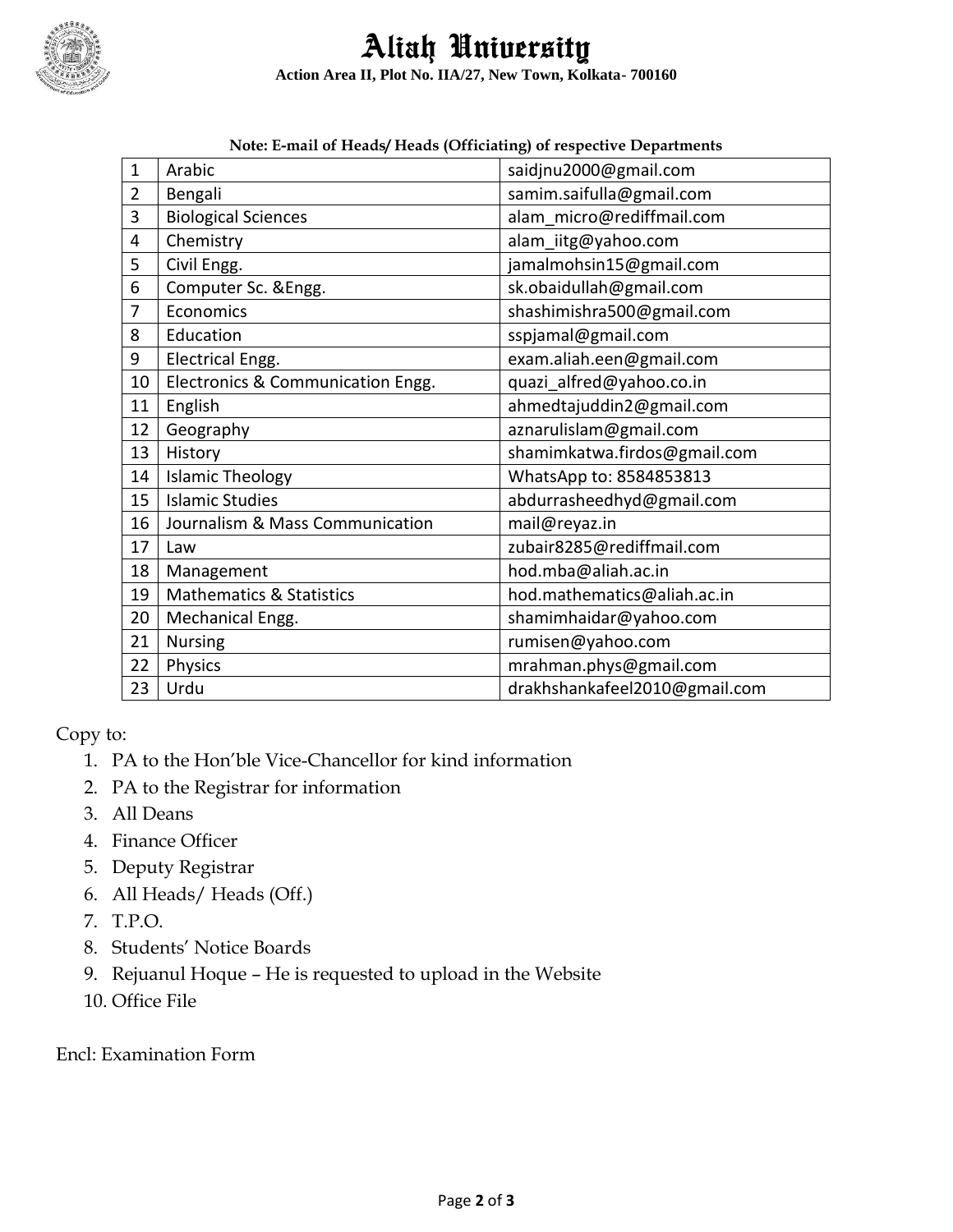# Aliah University

**Action Area II, Plot No. IIA/27, New Town, Kolkata- 700160**

**Note: E-mail of Heads/ Heads (Officiating) of respective Departments**

| | | |
|---|---|---|
| 1 | Arabic | saidjnu2000@gmail.com |
| 2 | Bengali | samim.saifulla@gmail.com |
| 3 | Biological Sciences | alam_micro@rediffmail.com |
| 4 | Chemistry | alam_iitg@yahoo.com |
| 5 | Civil Engg. | jamalmohsin15@gmail.com |
| 6 | Computer Sc. &Engg. | sk.obaidullah@gmail.com |
| 7 | Economics | shashimishra500@gmail.com |
| 8 | Education | sspjamal@gmail.com |
| 9 | Electrical Engg. | exam.aliah.een@gmail.com |
| 10 | Electronics & Communication Engg. | quazi_alfred@yahoo.co.in |
| 11 | English | ahmedtajuddin2@gmail.com |
| 12 | Geography | aznarulislam@gmail.com |
| 13 | History | shamimkatwa.firdos@gmail.com |
| 14 | Islamic Theology | WhatsApp to: 8584853813 |
| 15 | Islamic Studies | abdurrasheedhyd@gmail.com |
| 16 | Journalism & Mass Communication | mail@reyaz.in |
| 17 | Law | zubair8285@rediffmail.com |
| 18 | Management | hod.mba@aliah.ac.in |
| 19 | Mathematics & Statistics | hod.mathematics@aliah.ac.in |
| 20 | Mechanical Engg. | shamimhaidar@yahoo.com |
| 21 | Nursing | rumisen@yahoo.com |
| 22 | Physics | mrahman.phys@gmail.com |
| 23 | Urdu | drakhshankafeel2010@gmail.com |

Copy to:

1. PA to the Hon'ble Vice-Chancellor for kind information
2. PA to the Registrar for information
3. All Deans
4. Finance Officer
5. Deputy Registrar
6. All Heads/ Heads (Off.)
7. T.P.O.
8. Students' Notice Boards
9. Rejuanul Hoque – He is requested to upload in the Website
10. Office File

Encl: Examination Form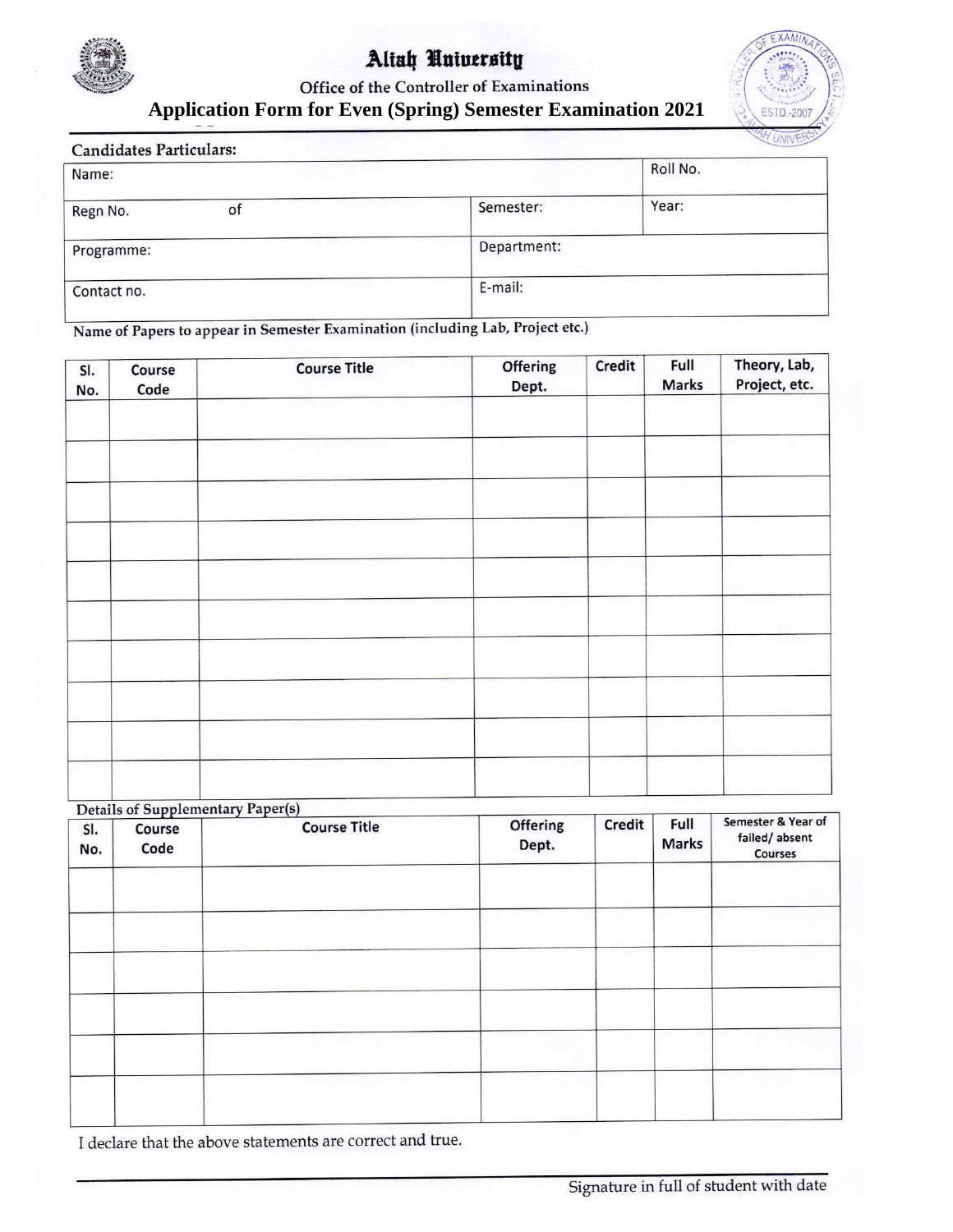# Aliah University

Office of the Controller of Examinations

## Application Form for Even (Spring) Semester Examination 2021

**Candidates Particulars:**

| | | |
|---|---|---|
| Name: | | Roll No. |
| Regn No. of | Semester: | Year: |
| Programme: | Department: | |
| Contact no. | E-mail: | |

**Name of Papers to appear in Semester Examination (including Lab, Project etc.)**

| Sl. No. | Course Code | Course Title | Offering Dept. | Credit | Full Marks | Theory, Lab, Project, etc. |
|---|---|---|---|---|---|---|
| | | | | | | |
| | | | | | | |
| | | | | | | |
| | | | | | | |
| | | | | | | |
| | | | | | | |
| | | | | | | |
| | | | | | | |
| | | | | | | |
| | | | | | | |

**Details of Supplementary Paper(s)**

| Sl. No. | Course Code | Course Title | Offering Dept. | Credit | Full Marks | Semester & Year of failed/ absent Courses |
|---|---|---|---|---|---|---|
| | | | | | | |
| | | | | | | |
| | | | | | | |
| | | | | | | |
| | | | | | | |
| | | | | | | |

I declare that the above statements are correct and true.

Signature in full of student with date